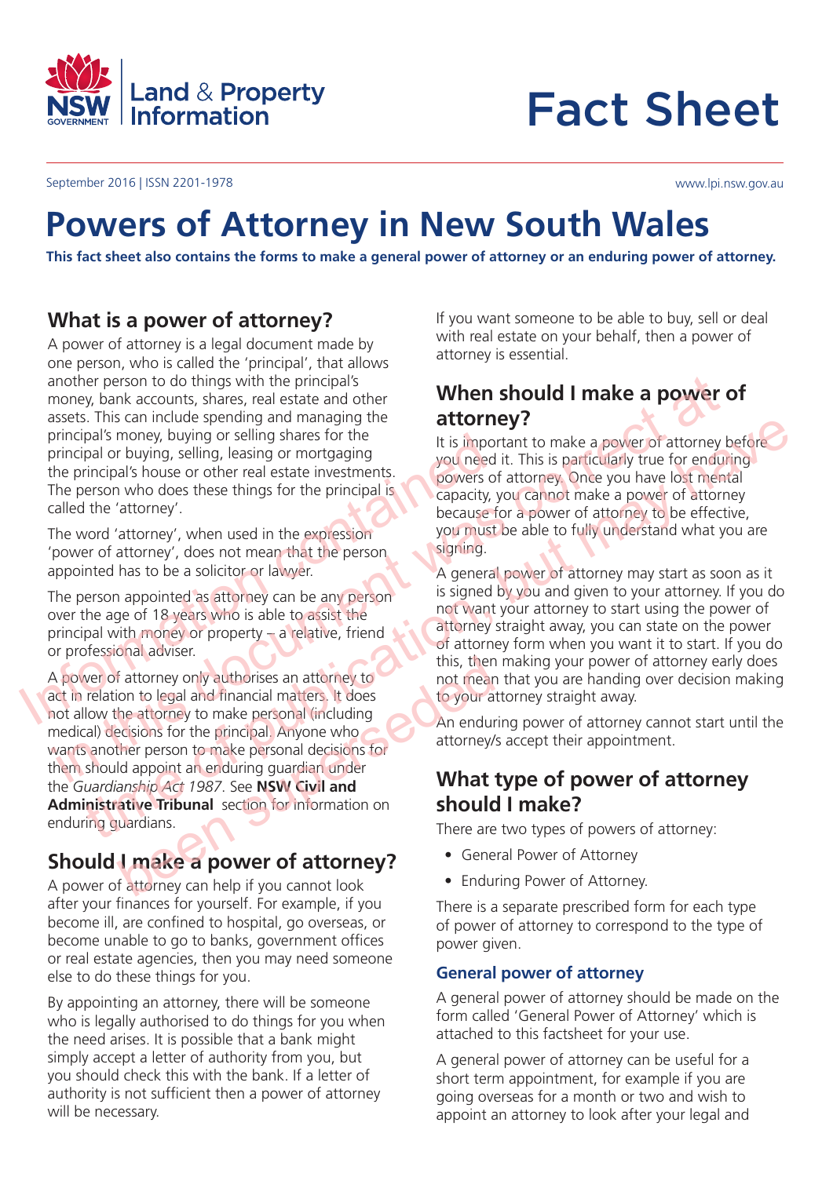Land & Property Information

# Fact Sheet

September 2016 | ISSN 2201-1978

www.lpi.nsw.gov.au

# Powers of Attorney in New South Wales

**This fact sheet also contains the forms to make a general power of attorney or an enduring power of attorney.**

Information contained in this document was correct at time of publication, but may have been superseded

## What is a power of attorney?

A power of attorney is a legal document made by one person, who is called the 'principal', that allows another person to do things with the principal's money, bank accounts, shares, real estate and other assets. This can include spending and managing the principal's money, buying or selling shares for the principal or buying, selling, leasing or mortgaging the principal's house or other real estate investments. The person who does these things for the principal is called the 'attorney'.

The word 'attorney', when used in the expression 'power of attorney', does not mean that the person appointed has to be a solicitor or lawyer.

The person appointed as attorney can be any person over the age of 18 years who is able to assist the principal with money or property – a relative, friend or professional adviser.

A power of attorney only authorises an attorney to act in relation to legal and financial matters. It does not allow the attorney to make personal (including medical) decisions for the principal. Anyone who wants another person to make personal decisions for them should appoint an enduring guardian under the *Guardianship Act 1987*. See **NSW Civil and Administrative Tribunal** section for information on enduring guardians.

## Should I make a power of attorney?

A power of attorney can help if you cannot look after your finances for yourself. For example, if you become ill, are confined to hospital, go overseas, or become unable to go to banks, government offices or real estate agencies, then you may need someone else to do these things for you.

By appointing an attorney, there will be someone who is legally authorised to do things for you when the need arises. It is possible that a bank might simply accept a letter of authority from you, but you should check this with the bank. If a letter of authority is not sufficient then a power of attorney will be necessary.

If you want someone to be able to buy, sell or deal with real estate on your behalf, then a power of attorney is essential.

## When should I make a power of attorney?

It is important to make a power of attorney before you need it. This is particularly true for enduring powers of attorney. Once you have lost mental capacity, you cannot make a power of attorney because for a power of attorney to be effective, you must be able to fully understand what you are signing.

A general power of attorney may start as soon as it is signed by you and given to your attorney. If you do not want your attorney to start using the power of attorney straight away, you can state on the power of attorney form when you want it to start. If you do this, then making your power of attorney early does not mean that you are handing over decision making to your attorney straight away.

An enduring power of attorney cannot start until the attorney/s accept their appointment.

## What type of power of attorney should I make?

There are two types of powers of attorney:

- General Power of Attorney
- Enduring Power of Attorney.

There is a separate prescribed form for each type of power of attorney to correspond to the type of power given.

### General power of attorney

A general power of attorney should be made on the form called 'General Power of Attorney' which is attached to this factsheet for your use.

A general power of attorney can be useful for a short term appointment, for example if you are going overseas for a month or two and wish to appoint an attorney to look after your legal and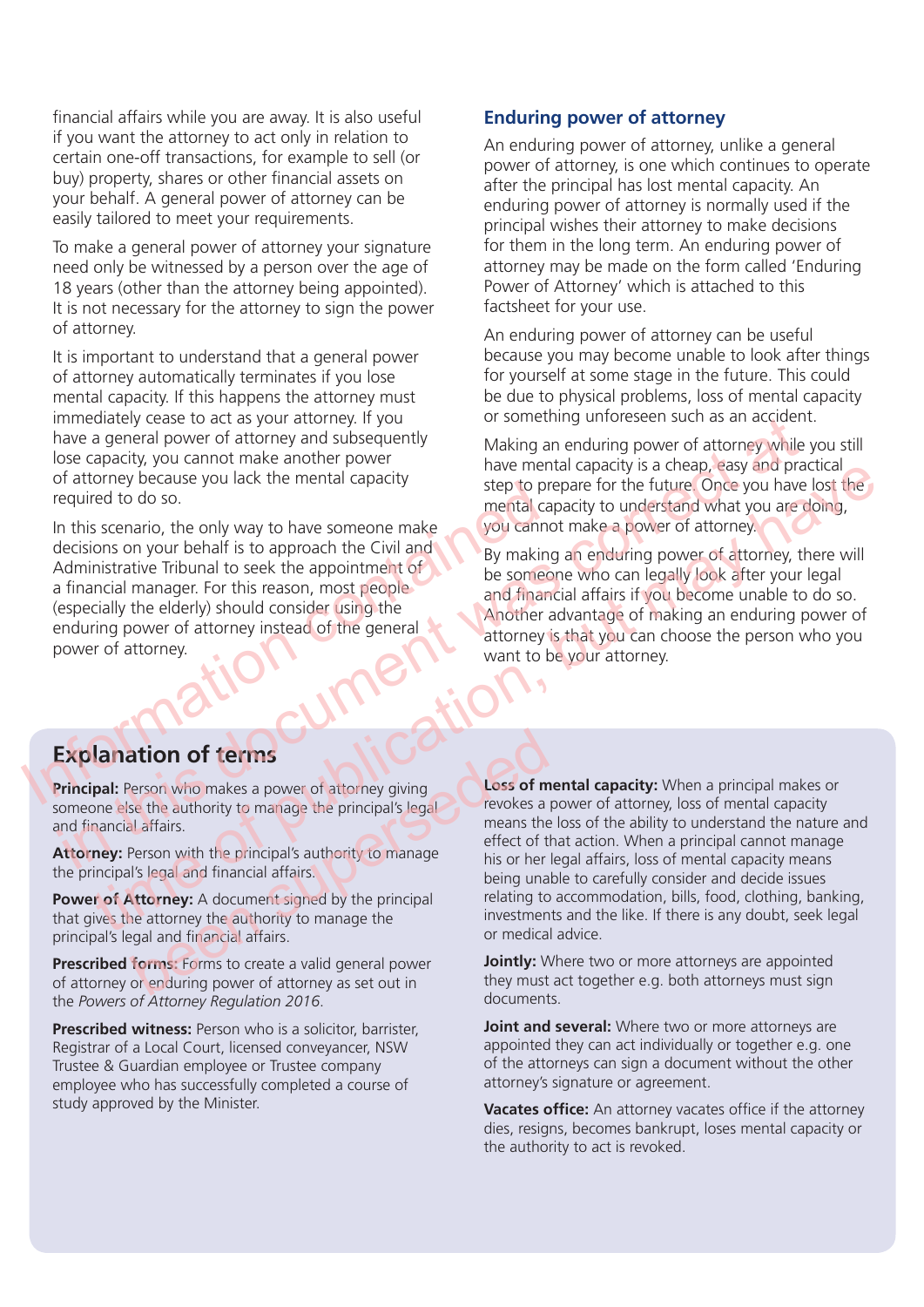financial affairs while you are away. It is also useful if you want the attorney to act only in relation to certain one-off transactions, for example to sell (or buy) property, shares or other financial assets on your behalf. A general power of attorney can be easily tailored to meet your requirements.

To make a general power of attorney your signature need only be witnessed by a person over the age of 18 years (other than the attorney being appointed). It is not necessary for the attorney to sign the power of attorney.

It is important to understand that a general power of attorney automatically terminates if you lose mental capacity. If this happens the attorney must immediately cease to act as your attorney. If you have a general power of attorney and subsequently lose capacity, you cannot make another power of attorney because you lack the mental capacity required to do so.

In this scenario, the only way to have someone make decisions on your behalf is to approach the Civil and Administrative Tribunal to seek the appointment of a financial manager. For this reason, most people (especially the elderly) should consider using the enduring power of attorney instead of the general power of attorney.

## Enduring power of attorney

An enduring power of attorney, unlike a general power of attorney, is one which continues to operate after the principal has lost mental capacity. An enduring power of attorney is normally used if the principal wishes their attorney to make decisions for them in the long term. An enduring power of attorney may be made on the form called 'Enduring Power of Attorney' which is attached to this factsheet for your use.

An enduring power of attorney can be useful because you may become unable to look after things for yourself at some stage in the future. This could be due to physical problems, loss of mental capacity or something unforeseen such as an accident.

Making an enduring power of attorney while you still have mental capacity is a cheap, easy and practical step to prepare for the future. Once you have lost the mental capacity to understand what you are doing, you cannot make a power of attorney.

By making an enduring power of attorney, there will be someone who can legally look after your legal and financial affairs if you become unable to do so. Another advantage of making an enduring power of attorney is that you can choose the person who you want to be your attorney.

## Explanation of terms

**Principal:** Person who makes a power of attorney giving someone else the authority to manage the principal's legal and financial affairs.

**Attorney:** Person with the principal's authority to manage the principal's legal and financial affairs.

**Power of Attorney:** A document signed by the principal that gives the attorney the authority to manage the principal's legal and financial affairs.

**Prescribed forms:** Forms to create a valid general power of attorney or enduring power of attorney as set out in the *Powers of Attorney Regulation 2016*.

**Prescribed witness:** Person who is a solicitor, barrister, Registrar of a Local Court, licensed conveyancer, NSW Trustee & Guardian employee or Trustee company employee who has successfully completed a course of study approved by the Minister.

**Loss of mental capacity:** When a principal makes or revokes a power of attorney, loss of mental capacity means the loss of the ability to understand the nature and effect of that action. When a principal cannot manage his or her legal affairs, loss of mental capacity means being unable to carefully consider and decide issues relating to accommodation, bills, food, clothing, banking, investments and the like. If there is any doubt, seek legal or medical advice.

**Jointly:** Where two or more attorneys are appointed they must act together e.g. both attorneys must sign documents.

**Joint and several:** Where two or more attorneys are appointed they can act individually or together e.g. one of the attorneys can sign a document without the other attorney's signature or agreement.

**Vacates office:** An attorney vacates office if the attorney dies, resigns, becomes bankrupt, loses mental capacity or the authority to act is revoked.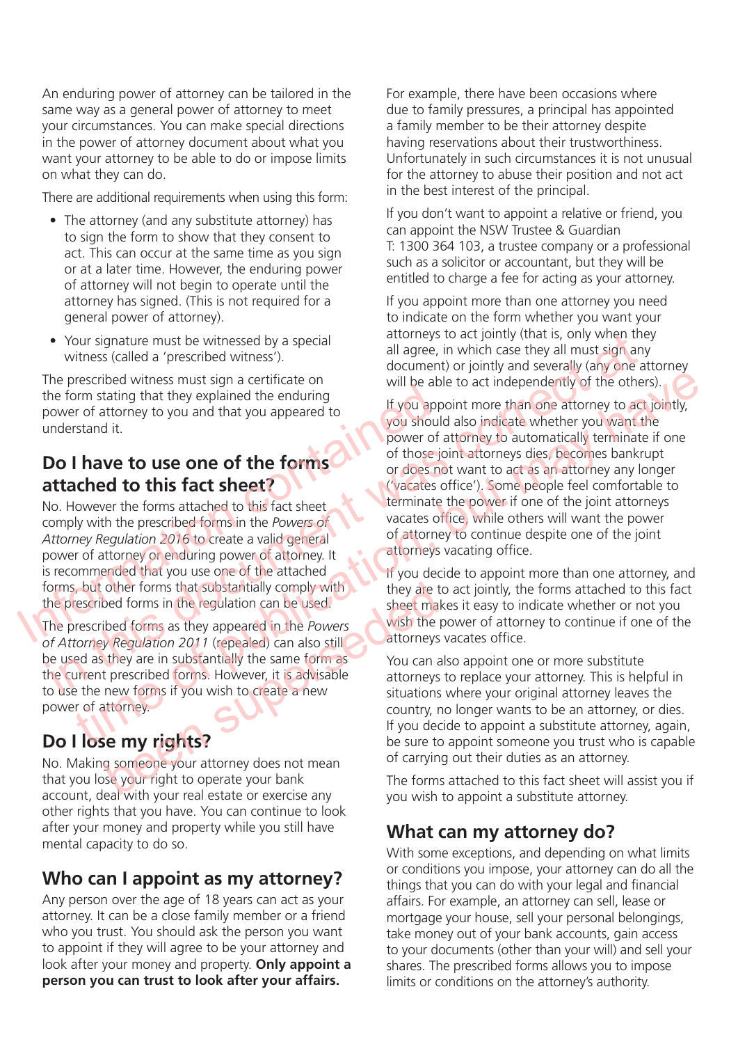An enduring power of attorney can be tailored in the same way as a general power of attorney to meet your circumstances. You can make special directions in the power of attorney document about what you want your attorney to be able to do or impose limits on what they can do.

There are additional requirements when using this form:

- The attorney (and any substitute attorney) has to sign the form to show that they consent to act. This can occur at the same time as you sign or at a later time. However, the enduring power of attorney will not begin to operate until the attorney has signed. (This is not required for a general power of attorney).
- Your signature must be witnessed by a special witness (called a 'prescribed witness').

The prescribed witness must sign a certificate on the form stating that they explained the enduring power of attorney to you and that you appeared to understand it.

## Do I have to use one of the forms attached to this fact sheet?

No. However the forms attached to this fact sheet comply with the prescribed forms in the *Powers of Attorney Regulation 2016* to create a valid general power of attorney or enduring power of attorney. It is recommended that you use one of the attached forms, but other forms that substantially comply with the prescribed forms in the regulation can be used.

The prescribed forms as they appeared in the *Powers of Attorney Regulation 2011* (repealed) can also still be used as they are in substantially the same form as the current prescribed forms. However, it is advisable to use the new forms if you wish to create a new power of attorney.

## Do I lose my rights?

No. Making someone your attorney does not mean that you lose your right to operate your bank account, deal with your real estate or exercise any other rights that you have. You can continue to look after your money and property while you still have mental capacity to do so.

## Who can I appoint as my attorney?

Any person over the age of 18 years can act as your attorney. It can be a close family member or a friend who you trust. You should ask the person you want to appoint if they will agree to be your attorney and look after your money and property. **Only appoint a person you can trust to look after your affairs.**

For example, there have been occasions where due to family pressures, a principal has appointed a family member to be their attorney despite having reservations about their trustworthiness. Unfortunately in such circumstances it is not unusual for the attorney to abuse their position and not act in the best interest of the principal.

If you don't want to appoint a relative or friend, you can appoint the NSW Trustee & Guardian T: 1300 364 103, a trustee company or a professional such as a solicitor or accountant, but they will be entitled to charge a fee for acting as your attorney.

If you appoint more than one attorney you need to indicate on the form whether you want your attorneys to act jointly (that is, only when they all agree, in which case they all must sign any document) or jointly and severally (any one attorney will be able to act independently of the others).

If you appoint more than one attorney to act jointly, you should also indicate whether you want the power of attorney to automatically terminate if one of those joint attorneys dies, becomes bankrupt or does not want to act as an attorney any longer ('vacates office'). Some people feel comfortable to terminate the power if one of the joint attorneys vacates office, while others will want the power of attorney to continue despite one of the joint attorneys vacating office.

If you decide to appoint more than one attorney, and they are to act jointly, the forms attached to this fact sheet makes it easy to indicate whether or not you wish the power of attorney to continue if one of the attorneys vacates office.

You can also appoint one or more substitute attorneys to replace your attorney. This is helpful in situations where your original attorney leaves the country, no longer wants to be an attorney, or dies. If you decide to appoint a substitute attorney, again, be sure to appoint someone you trust who is capable of carrying out their duties as an attorney.

The forms attached to this fact sheet will assist you if you wish to appoint a substitute attorney.

## What can my attorney do?

With some exceptions, and depending on what limits or conditions you impose, your attorney can do all the things that you can do with your legal and financial affairs. For example, an attorney can sell, lease or mortgage your house, sell your personal belongings, take money out of your bank accounts, gain access to your documents (other than your will) and sell your shares. The prescribed forms allows you to impose limits or conditions on the attorney's authority.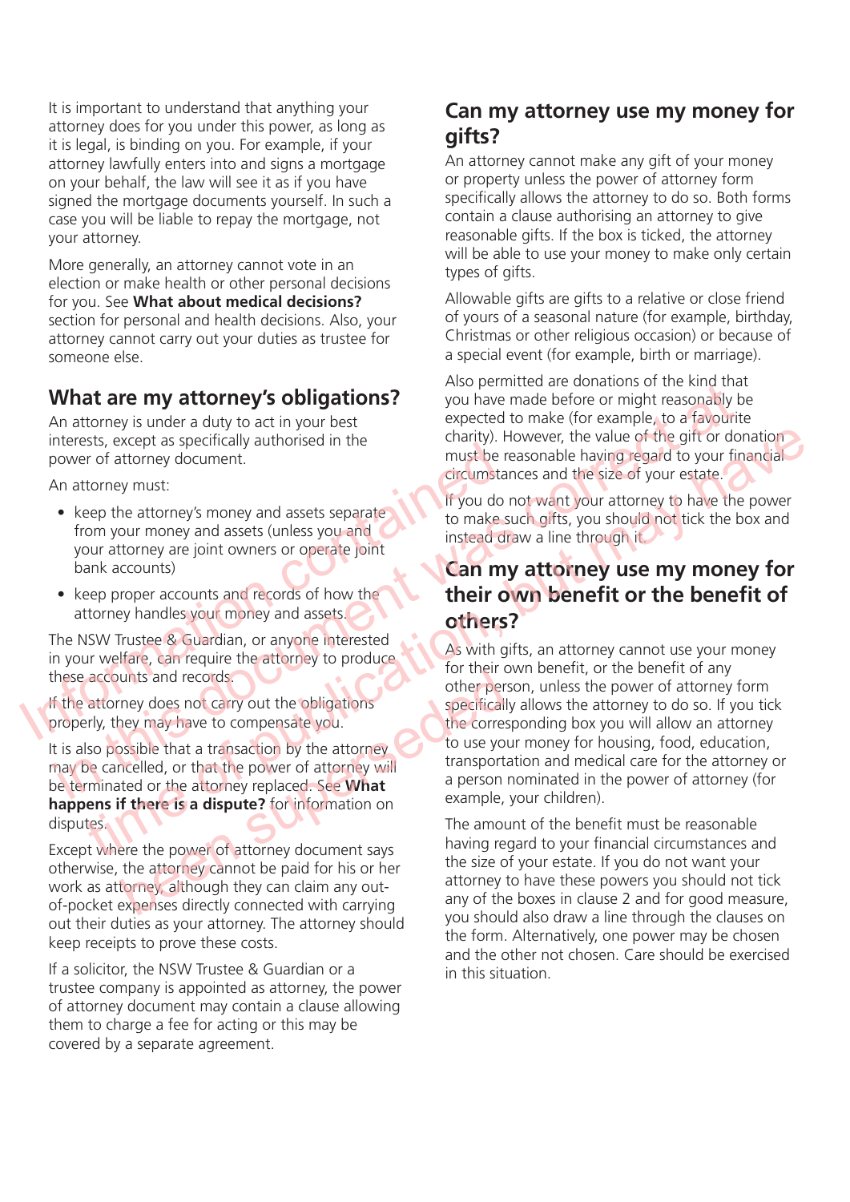It is important to understand that anything your attorney does for you under this power, as long as it is legal, is binding on you. For example, if your attorney lawfully enters into and signs a mortgage on your behalf, the law will see it as if you have signed the mortgage documents yourself. In such a case you will be liable to repay the mortgage, not your attorney.

More generally, an attorney cannot vote in an election or make health or other personal decisions for you. See **What about medical decisions?** section for personal and health decisions. Also, your attorney cannot carry out your duties as trustee for someone else.

## What are my attorney's obligations?

An attorney is under a duty to act in your best interests, except as specifically authorised in the power of attorney document.

An attorney must:

- keep the attorney's money and assets separate from your money and assets (unless you and your attorney are joint owners or operate joint bank accounts)
- keep proper accounts and records of how the attorney handles your money and assets.

The NSW Trustee & Guardian, or anyone interested in your welfare, can require the attorney to produce these accounts and records.

If the attorney does not carry out the obligations properly, they may have to compensate you.

It is also possible that a transaction by the attorney may be cancelled, or that the power of attorney will be terminated or the attorney replaced. See **What happens if there is a dispute?** for information on disputes.

Except where the power of attorney document says otherwise, the attorney cannot be paid for his or her work as attorney, although they can claim any out-of-pocket expenses directly connected with carrying out their duties as your attorney. The attorney should keep receipts to prove these costs.

If a solicitor, the NSW Trustee & Guardian or a trustee company is appointed as attorney, the power of attorney document may contain a clause allowing them to charge a fee for acting or this may be covered by a separate agreement.

## Can my attorney use my money for gifts?

An attorney cannot make any gift of your money or property unless the power of attorney form specifically allows the attorney to do so. Both forms contain a clause authorising an attorney to give reasonable gifts. If the box is ticked, the attorney will be able to use your money to make only certain types of gifts.

Allowable gifts are gifts to a relative or close friend of yours of a seasonal nature (for example, birthday, Christmas or other religious occasion) or because of a special event (for example, birth or marriage).

Also permitted are donations of the kind that you have made before or might reasonably be expected to make (for example, to a favourite charity). However, the value of the gift or donation must be reasonable having regard to your financial circumstances and the size of your estate.

If you do not want your attorney to have the power to make such gifts, you should not tick the box and instead draw a line through it.

## Can my attorney use my money for their own benefit or the benefit of others?

As with gifts, an attorney cannot use your money for their own benefit, or the benefit of any other person, unless the power of attorney form specifically allows the attorney to do so. If you tick the corresponding box you will allow an attorney to use your money for housing, food, education, transportation and medical care for the attorney or a person nominated in the power of attorney (for example, your children).

The amount of the benefit must be reasonable having regard to your financial circumstances and the size of your estate. If you do not want your attorney to have these powers you should not tick any of the boxes in clause 2 and for good measure, you should also draw a line through the clauses on the form. Alternatively, one power may be chosen and the other not chosen. Care should be exercised in this situation.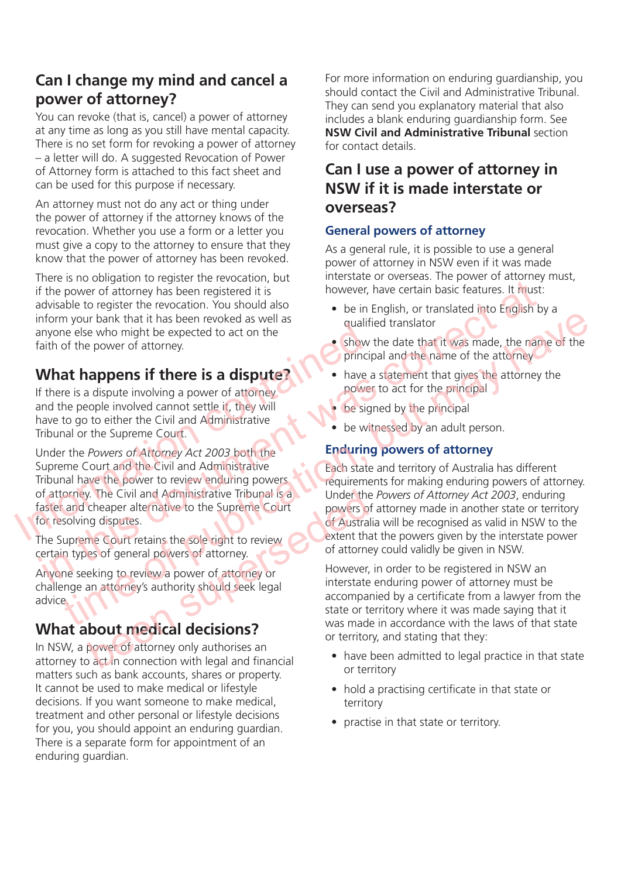## Can I change my mind and cancel a power of attorney?

You can revoke (that is, cancel) a power of attorney at any time as long as you still have mental capacity. There is no set form for revoking a power of attorney – a letter will do. A suggested Revocation of Power of Attorney form is attached to this fact sheet and can be used for this purpose if necessary.

An attorney must not do any act or thing under the power of attorney if the attorney knows of the revocation. Whether you use a form or a letter you must give a copy to the attorney to ensure that they know that the power of attorney has been revoked.

There is no obligation to register the revocation, but if the power of attorney has been registered it is advisable to register the revocation. You should also inform your bank that it has been revoked as well as anyone else who might be expected to act on the faith of the power of attorney.

## What happens if there is a dispute?

If there is a dispute involving a power of attorney and the people involved cannot settle it, they will have to go to either the Civil and Administrative Tribunal or the Supreme Court.

Under the *Powers of Attorney Act 2003* both the Supreme Court and the Civil and Administrative Tribunal have the power to review enduring powers of attorney. The Civil and Administrative Tribunal is a faster and cheaper alternative to the Supreme Court for resolving disputes.

The Supreme Court retains the sole right to review certain types of general powers of attorney.

Anyone seeking to review a power of attorney or challenge an attorney's authority should seek legal advice.

## What about medical decisions?

In NSW, a power of attorney only authorises an attorney to act in connection with legal and financial matters such as bank accounts, shares or property. It cannot be used to make medical or lifestyle decisions. If you want someone to make medical, treatment and other personal or lifestyle decisions for you, you should appoint an enduring guardian. There is a separate form for appointment of an enduring guardian.

For more information on enduring guardianship, you should contact the Civil and Administrative Tribunal. They can send you explanatory material that also includes a blank enduring guardianship form. See **NSW Civil and Administrative Tribunal** section for contact details.

## Can I use a power of attorney in NSW if it is made interstate or overseas?

### General powers of attorney

As a general rule, it is possible to use a general power of attorney in NSW even if it was made interstate or overseas. The power of attorney must, however, have certain basic features. It must:

- be in English, or translated into English by a qualified translator
- show the date that it was made, the name of the principal and the name of the attorney
- have a statement that gives the attorney the power to act for the principal
- be signed by the principal
- be witnessed by an adult person.

### Enduring powers of attorney

Each state and territory of Australia has different requirements for making enduring powers of attorney. Under the *Powers of Attorney Act 2003*, enduring powers of attorney made in another state or territory of Australia will be recognised as valid in NSW to the extent that the powers given by the interstate power of attorney could validly be given in NSW.

However, in order to be registered in NSW an interstate enduring power of attorney must be accompanied by a certificate from a lawyer from the state or territory where it was made saying that it was made in accordance with the laws of that state or territory, and stating that they:

- have been admitted to legal practice in that state or territory
- hold a practising certificate in that state or territory
- practise in that state or territory.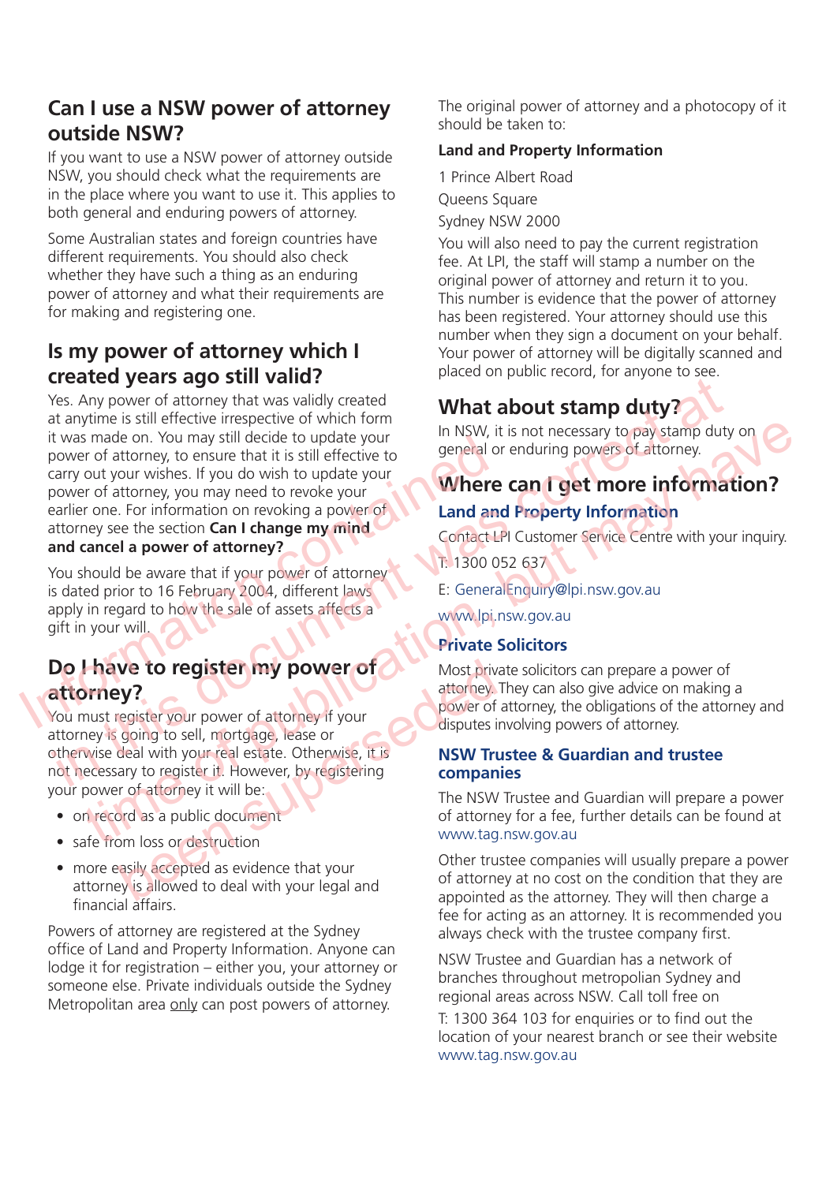## Can I use a NSW power of attorney outside NSW?

If you want to use a NSW power of attorney outside NSW, you should check what the requirements are in the place where you want to use it. This applies to both general and enduring powers of attorney.

Some Australian states and foreign countries have different requirements. You should also check whether they have such a thing as an enduring power of attorney and what their requirements are for making and registering one.

## Is my power of attorney which I created years ago still valid?

Yes. Any power of attorney that was validly created at anytime is still effective irrespective of which form it was made on. You may still decide to update your power of attorney, to ensure that it is still effective to carry out your wishes. If you do wish to update your power of attorney, you may need to revoke your earlier one. For information on revoking a power of attorney see the section **Can I change my mind and cancel a power of attorney?**

You should be aware that if your power of attorney is dated prior to 16 February 2004, different laws apply in regard to how the sale of assets affects a gift in your will.

## Do I have to register my power of attorney?

You must register your power of attorney if your attorney is going to sell, mortgage, lease or otherwise deal with your real estate. Otherwise, it is not necessary to register it. However, by registering your power of attorney it will be:

- on record as a public document
- safe from loss or destruction
- more easily accepted as evidence that your attorney is allowed to deal with your legal and financial affairs.

Powers of attorney are registered at the Sydney office of Land and Property Information. Anyone can lodge it for registration – either you, your attorney or someone else. Private individuals outside the Sydney Metropolitan area only can post powers of attorney.

The original power of attorney and a photocopy of it should be taken to:

**Land and Property Information**

1 Prince Albert Road
Queens Square
Sydney NSW 2000

You will also need to pay the current registration fee. At LPI, the staff will stamp a number on the original power of attorney and return it to you. This number is evidence that the power of attorney has been registered. Your attorney should use this number when they sign a document on your behalf. Your power of attorney will be digitally scanned and placed on public record, for anyone to see.

## What about stamp duty?

In NSW, it is not necessary to pay stamp duty on general or enduring powers of attorney.

## Where can I get more information?

### Land and Property Information

Contact LPI Customer Service Centre with your inquiry.

T: 1300 052 637

E: GeneralEnquiry@lpi.nsw.gov.au

www.lpi.nsw.gov.au

### Private Solicitors

Most private solicitors can prepare a power of attorney. They can also give advice on making a power of attorney, the obligations of the attorney and disputes involving powers of attorney.

### NSW Trustee & Guardian and trustee companies

The NSW Trustee and Guardian will prepare a power of attorney for a fee, further details can be found at www.tag.nsw.gov.au

Other trustee companies will usually prepare a power of attorney at no cost on the condition that they are appointed as the attorney. They will then charge a fee for acting as an attorney. It is recommended you always check with the trustee company first.

NSW Trustee and Guardian has a network of branches throughout metropolitan Sydney and regional areas across NSW. Call toll free on

T: 1300 364 103 for enquiries or to find out the location of your nearest branch or see their website www.tag.nsw.gov.au

Information contained in this document was correct at time of publication but may have been superseded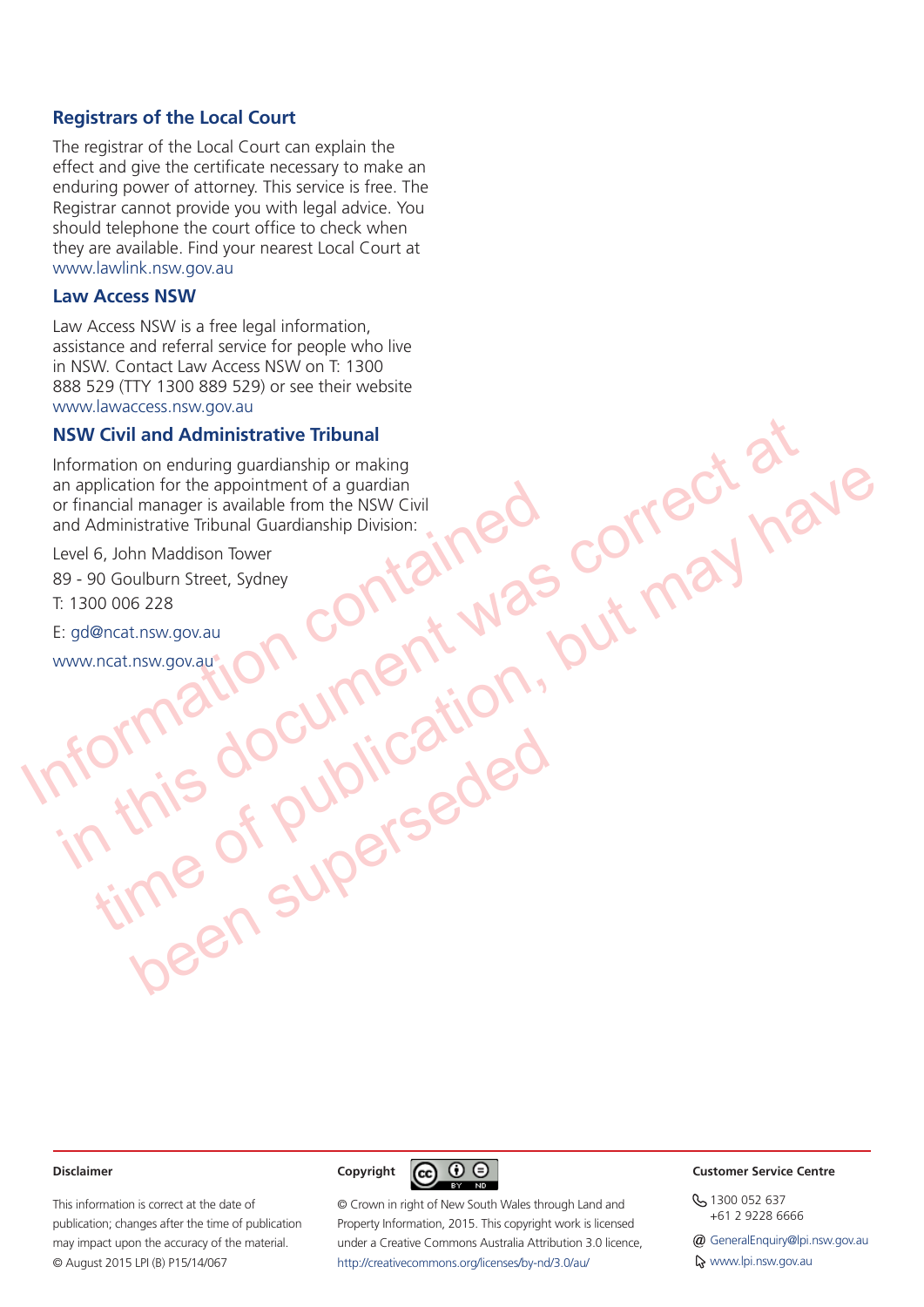## Registrars of the Local Court

The registrar of the Local Court can explain the effect and give the certificate necessary to make an enduring power of attorney. This service is free. The Registrar cannot provide you with legal advice. You should telephone the court office to check when they are available. Find your nearest Local Court at www.lawlink.nsw.gov.au

## Law Access NSW

Law Access NSW is a free legal information, assistance and referral service for people who live in NSW. Contact Law Access NSW on T: 1300 888 529 (TTY 1300 889 529) or see their website www.lawaccess.nsw.gov.au

## NSW Civil and Administrative Tribunal

Information on enduring guardianship or making an application for the appointment of a guardian or financial manager is available from the NSW Civil and Administrative Tribunal Guardianship Division:

Level 6, John Maddison Tower

89 - 90 Goulburn Street, Sydney

T: 1300 006 228

E: gd@ncat.nsw.gov.au

www.ncat.nsw.gov.au

Information contained in this document was correct at time of publication, but may have been superseded

**Disclaimer**

This information is correct at the date of publication; changes after the time of publication may impact upon the accuracy of the material.
© August 2015 LPI (B) P15/14/067

**Copyright**

© Crown in right of New South Wales through Land and Property Information, 2015. This copyright work is licensed under a Creative Commons Australia Attribution 3.0 licence, http://creativecommons.org/licenses/by-nd/3.0/au/

**Customer Service Centre**

1300 052 637
+61 2 9228 6666

GeneralEnquiry@lpi.nsw.gov.au

www.lpi.nsw.gov.au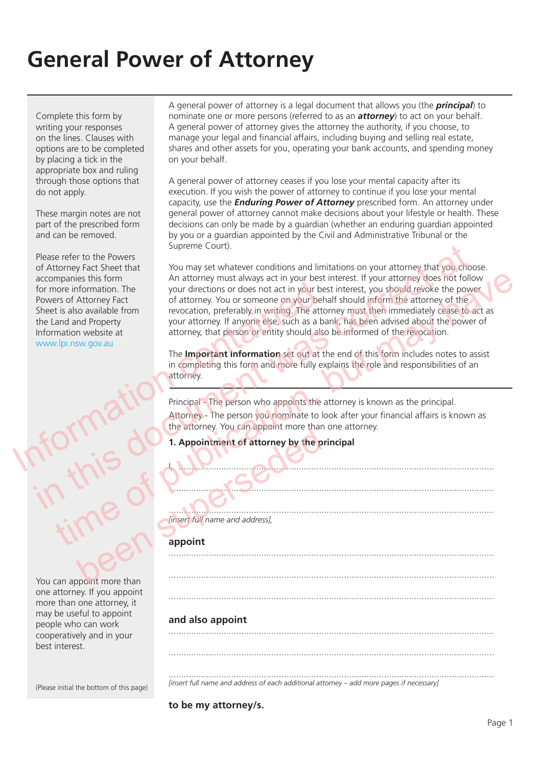# General Power of Attorney

Complete this form by writing your responses on the lines. Clauses with options are to be completed by placing a tick in the appropriate box and ruling through those options that do not apply.

These margin notes are not part of the prescribed form and can be removed.

Please refer to the Powers of Attorney Fact Sheet that accompanies this form for more information. The Powers of Attorney Fact Sheet is also available from the Land and Property Information website at www.lpi.nsw.gov.au

A general power of attorney is a legal document that allows you (the ***principal***) to nominate one or more persons (referred to as an ***attorney***) to act on your behalf. A general power of attorney gives the attorney the authority, if you choose, to manage your legal and financial affairs, including buying and selling real estate, shares and other assets for you, operating your bank accounts, and spending money on your behalf.

A general power of attorney ceases if you lose your mental capacity after its execution. If you wish the power of attorney to continue if you lose your mental capacity, use the ***Enduring Power of Attorney*** prescribed form. An attorney under general power of attorney cannot make decisions about your lifestyle or health. These decisions can only be made by a guardian (whether an enduring guardian appointed by you or a guardian appointed by the Civil and Administrative Tribunal or the Supreme Court).

You may set whatever conditions and limitations on your attorney that you choose. An attorney must always act in your best interest. If your attorney does not follow your directions or does not act in your best interest, you should revoke the power of attorney. You or someone on your behalf should inform the attorney of the revocation, preferably in writing. The attorney must then immediately cease to act as your attorney. If anyone else, such as a bank, has been advised about the power of attorney, that person or entity should also be informed of the revocation.

The **Important Information** set out at the end of this form includes notes to assist in completing this form and more fully explains the role and responsibilities of an attorney.

Information contained in this document was correct at time of publication, but may have been superseded.

---

Principal - The person who appoints the attorney is known as the principal.

Attorney - The person you nominate to look after your financial affairs is known as the attorney. You can appoint more than one attorney.

**1. Appointment of attorney by the principal**

I, ..............................................................................................................

..............................................................................................................

..............................................................................................................

*[insert full name and address],*

**appoint**

..............................................................................................................

..............................................................................................................

..............................................................................................................

You can appoint more than one attorney. If you appoint more than one attorney, it may be useful to appoint people who can work cooperatively and in your best interest.

**and also appoint**

..............................................................................................................

..............................................................................................................

..............................................................................................................

*[insert full name and address of each additional attorney – add more pages if necessary]*

**to be my attorney/s.**

(Please initial the bottom of this page)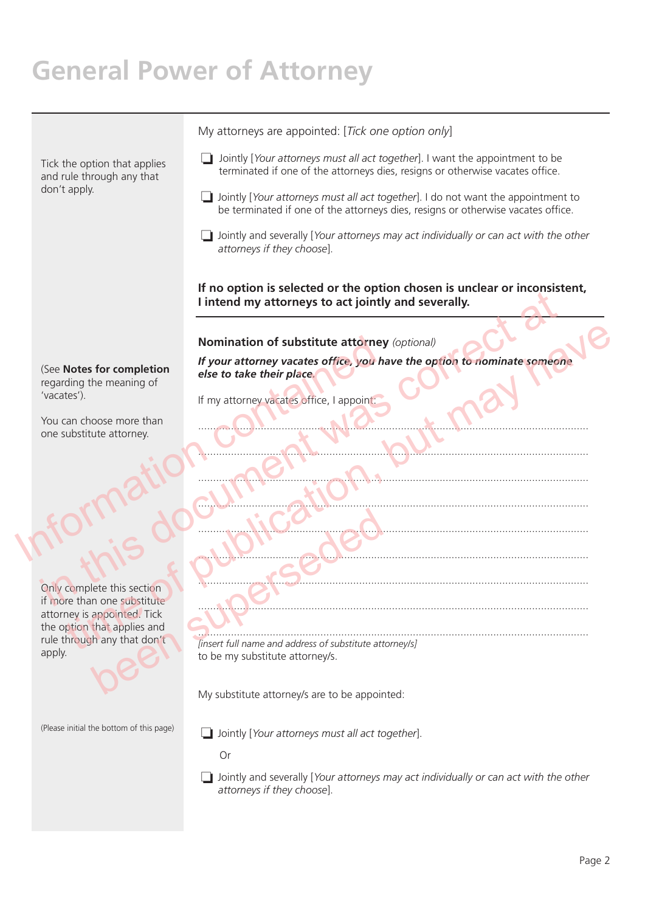# General Power of Attorney

Tick the option that applies and rule through any that don't apply.

My attorneys are appointed: [*Tick one option only*]

- ❑ Jointly [*Your attorneys must all act together*]. I want the appointment to be terminated if one of the attorneys dies, resigns or otherwise vacates office.
- ❑ Jointly [*Your attorneys must all act together*]. I do not want the appointment to be terminated if one of the attorneys dies, resigns or otherwise vacates office.
- ❑ Jointly and severally [*Your attorneys may act individually or can act with the other attorneys if they choose*].

**If no option is selected or the option chosen is unclear or inconsistent, I intend my attorneys to act jointly and severally.**

---

(See **Notes for completion** regarding the meaning of 'vacates').

You can choose more than one substitute attorney.

**Nomination of substitute attorney** *(optional)*

***If your attorney vacates office, you have the option to nominate someone else to take their place.***

If my attorney vacates office, I appoint:

.................................................................................................................................

.................................................................................................................................

.................................................................................................................................

.................................................................................................................................

.................................................................................................................................

.................................................................................................................................

.................................................................................................................................

.................................................................................................................................

.................................................................................................................................

*[insert full name and address of substitute attorney/s]*
to be my substitute attorney/s.

Only complete this section if more than one substitute attorney is appointed. Tick the option that applies and rule through any that don't apply.

My substitute attorney/s are to be appointed:

(Please initial the bottom of this page)

- ❑ Jointly [*Your attorneys must all act together*].

  Or

- ❑ Jointly and severally [*Your attorneys may act individually or can act with the other attorneys if they choose*].

Information contained in this document was correct at time of publication, but may have been superseded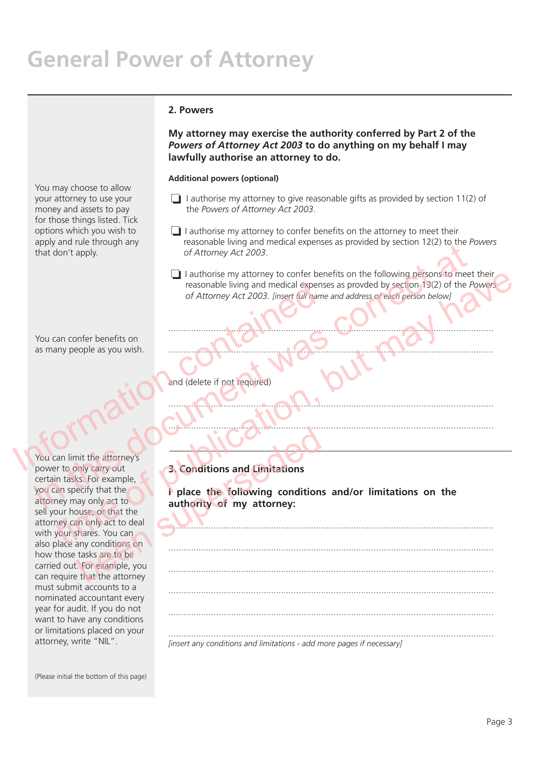# General Power of Attorney

## 2. Powers

**My attorney may exercise the authority conferred by Part 2 of the *Powers of Attorney Act 2003* to do anything on my behalf I may lawfully authorise an attorney to do.**

You may choose to allow your attorney to use your money and assets to pay for those things listed. Tick options which you wish to apply and rule through any that don't apply.

**Additional powers (optional)**

❑ I authorise my attorney to give reasonable gifts as provided by section 11(2) of the *Powers of Attorney Act 2003*.

❑ I authorise my attorney to confer benefits on the attorney to meet their reasonable living and medical expenses as provided by section 12(2) to the *Powers of Attorney Act 2003*.

❑ I authorise my attorney to confer benefits on the following persons to meet their reasonable living and medical expenses as provded by section 13(2) of the *Powers of Attorney Act 2003*. *[insert full name and address of each person below]*

You can confer benefits on as many people as you wish.

..........................................................................................................................

..........................................................................................................................

and (delete if not required)

..........................................................................................................................

..........................................................................................................................

## 3. Conditions and Limitations

You can limit the attorney's power to only carry out certain tasks. For example, you can specify that the attorney may only act to sell your house, or that the attorney can only act to deal with your shares. You can also place any conditions on how those tasks are to be carried out. For example, you can require that the attorney must submit accounts to a nominated accountant every year for audit. If you do not want to have any conditions or limitations placed on your attorney, write "NIL".

**I place the following conditions and/or limitations on the authority of my attorney:**

..........................................................................................................................

..........................................................................................................................

..........................................................................................................................

..........................................................................................................................

..........................................................................................................................

..........................................................................................................................

*[insert any conditions and limitations - add more pages if necessary]*

(Please initial the bottom of this page)

Information contained in this document was correct at time of publication, but may have been superseded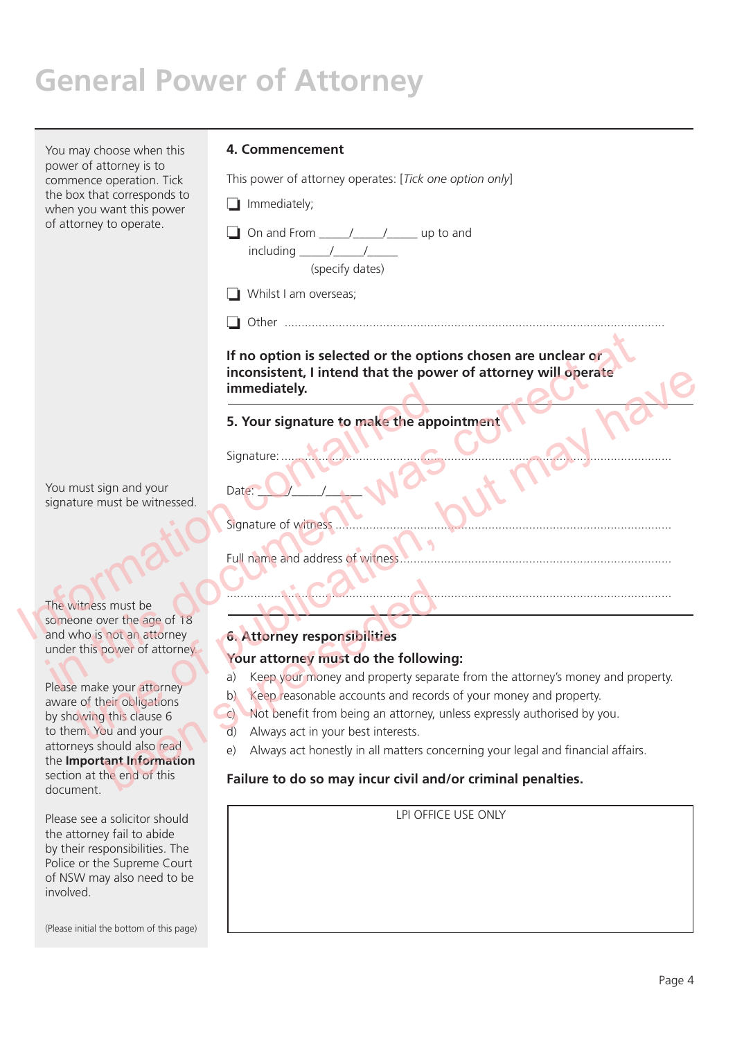# General Power of Attorney

You may choose when this power of attorney is to commence operation. Tick the box that corresponds to when you want this power of attorney to operate.

## 4. Commencement

This power of attorney operates: [*Tick one option only*]

- ☐ Immediately;
- ☐ On and From _____/_____/_____ up to and including _____/_____/_____ (specify dates)
- ☐ Whilst I am overseas;
- ☐ Other ........................................................................................................

**If no option is selected or the options chosen are unclear or inconsistent, I intend that the power of attorney will operate immediately.**

You must sign and your signature must be witnessed.

## 5. Your signature to make the appointment

Signature: ........................................................................................................

Date: _____/_____/_____

Signature of witness ........................................................................................................

Full name and address of witness ........................................................................................................

........................................................................................................

The witness must be someone over the age of 18 and who is not an attorney under this power of attorney.

Please make your attorney aware of their obligations by showing this clause 6 to them. You and your attorneys should also read the **Important Information** section at the end of this document.

Please see a solicitor should the attorney fail to abide by their responsibilities. The Police or the Supreme Court of NSW may also need to be involved.

## 6. Attorney responsibilities

**Your attorney must do the following:**

a) Keep your money and property separate from the attorney's money and property.

b) Keep reasonable accounts and records of your money and property.

c) Not benefit from being an attorney, unless expressly authorised by you.

d) Always act in your best interests.

e) Always act honestly in all matters concerning your legal and financial affairs.

**Failure to do so may incur civil and/or criminal penalties.**

LPI OFFICE USE ONLY

(Please initial the bottom of this page)

Information contained in this document was correct at time of publication, but may have been superseded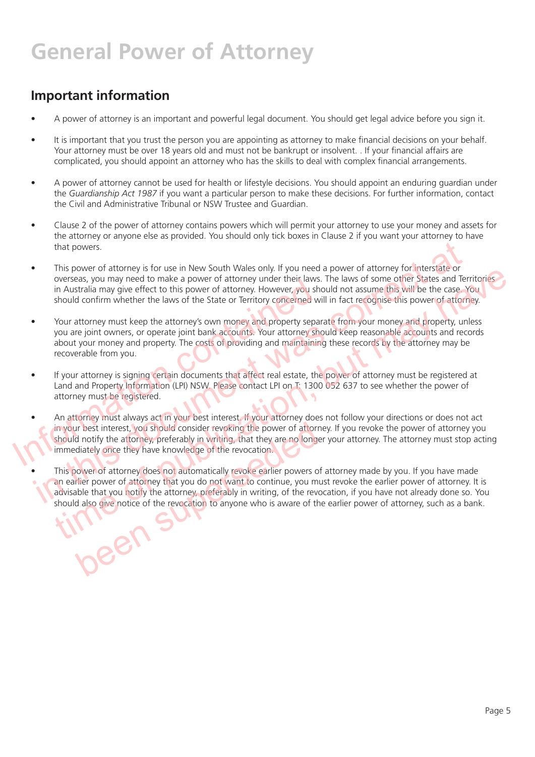# General Power of Attorney

## Important information

- A power of attorney is an important and powerful legal document. You should get legal advice before you sign it.
- It is important that you trust the person you are appointing as attorney to make financial decisions on your behalf. Your attorney must be over 18 years old and must not be bankrupt or insolvent. . If your financial affairs are complicated, you should appoint an attorney who has the skills to deal with complex financial arrangements.
- A power of attorney cannot be used for health or lifestyle decisions. You should appoint an enduring guardian under the *Guardianship Act 1987* if you want a particular person to make these decisions. For further information, contact the Civil and Administrative Tribunal or NSW Trustee and Guardian.
- Clause 2 of the power of attorney contains powers which will permit your attorney to use your money and assets for the attorney or anyone else as provided. You should only tick boxes in Clause 2 if you want your attorney to have that powers.
- This power of attorney is for use in New South Wales only. If you need a power of attorney for interstate or overseas, you may need to make a power of attorney under their laws. The laws of some other States and Territories in Australia may give effect to this power of attorney. However, you should not assume this will be the case. You should confirm whether the laws of the State or Territory concerned will in fact recognise this power of attorney.
- Your attorney must keep the attorney's own money and property separate from your money and property, unless you are joint owners, or operate joint bank accounts. Your attorney should keep reasonable accounts and records about your money and property. The costs of providing and maintaining these records by the attorney may be recoverable from you.
- If your attorney is signing certain documents that affect real estate, the power of attorney must be registered at Land and Property Information (LPI) NSW. Please contact LPI on T: 1300 052 637 to see whether the power of attorney must be registered.
- An attorney must always act in your best interest. If your attorney does not follow your directions or does not act in your best interest, you should consider revoking the power of attorney. If you revoke the power of attorney you should notify the attorney, preferably in writing, that they are no longer your attorney. The attorney must stop acting immediately once they have knowledge of the revocation.
- This power of attorney does not automatically revoke earlier powers of attorney made by you. If you have made an earlier power of attorney that you do not want to continue, you must revoke the earlier power of attorney. It is advisable that you notify the attorney, preferably in writing, of the revocation, if you have not already done so. You should also give notice of the revocation to anyone who is aware of the earlier power of attorney, such as a bank.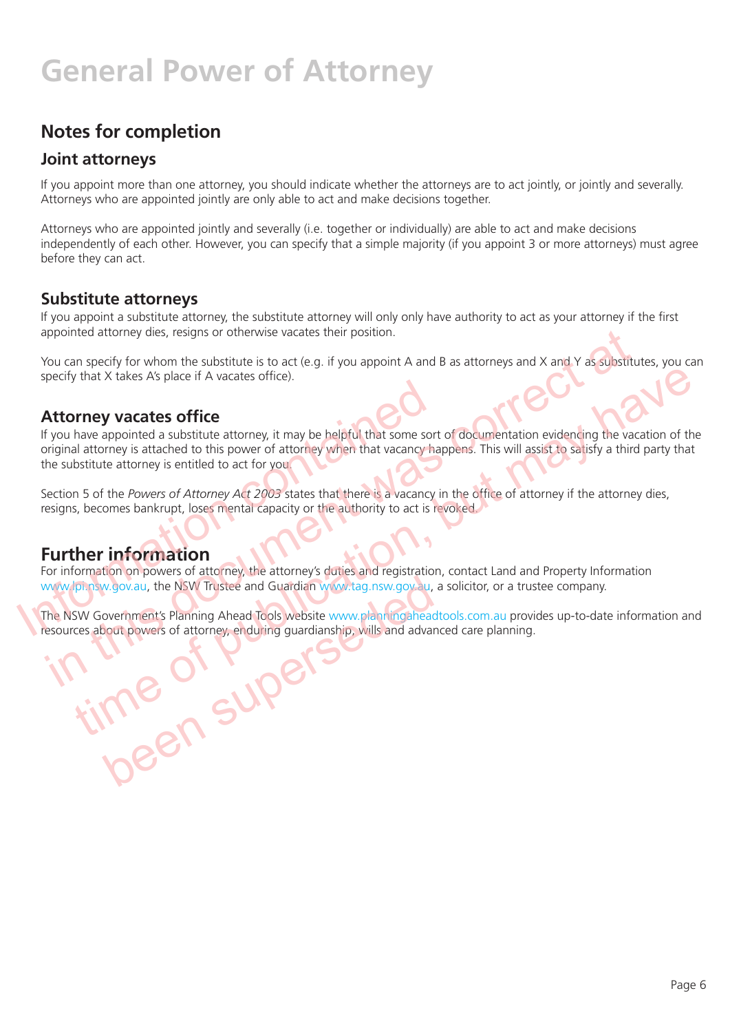# General Power of Attorney

## Notes for completion

### Joint attorneys

If you appoint more than one attorney, you should indicate whether the attorneys are to act jointly, or jointly and severally. Attorneys who are appointed jointly are only able to act and make decisions together.

Attorneys who are appointed jointly and severally (i.e. together or individually) are able to act and make decisions independently of each other. However, you can specify that a simple majority (if you appoint 3 or more attorneys) must agree before they can act.

### Substitute attorneys

If you appoint a substitute attorney, the substitute attorney will only only have authority to act as your attorney if the first appointed attorney dies, resigns or otherwise vacates their position.

You can specify for whom the substitute is to act (e.g. if you appoint A and B as attorneys and X and Y as substitutes, you can specify that X takes A's place if A vacates office).

### Attorney vacates office

If you have appointed a substitute attorney, it may be helpful that some sort of documentation evidencing the vacation of the original attorney is attached to this power of attorney when that vacancy happens. This will assist to satisfy a third party that the substitute attorney is entitled to act for you.

Section 5 of the *Powers of Attorney Act 2003* states that there is a vacancy in the office of attorney if the attorney dies, resigns, becomes bankrupt, loses mental capacity or the authority to act is revoked.

### Further information

For information on powers of attorney, the attorney's duties and registration, contact Land and Property Information www.lpi.nsw.gov.au, the NSW Trustee and Guardian www.tag.nsw.gov.au, a solicitor, or a trustee company.

The NSW Government's Planning Ahead Tools website www.planningaheadtools.com.au provides up-to-date information and resources about powers of attorney, enduring guardianship, wills and advanced care planning.

Information contained in this document was correct at time of publication, but may have been superseded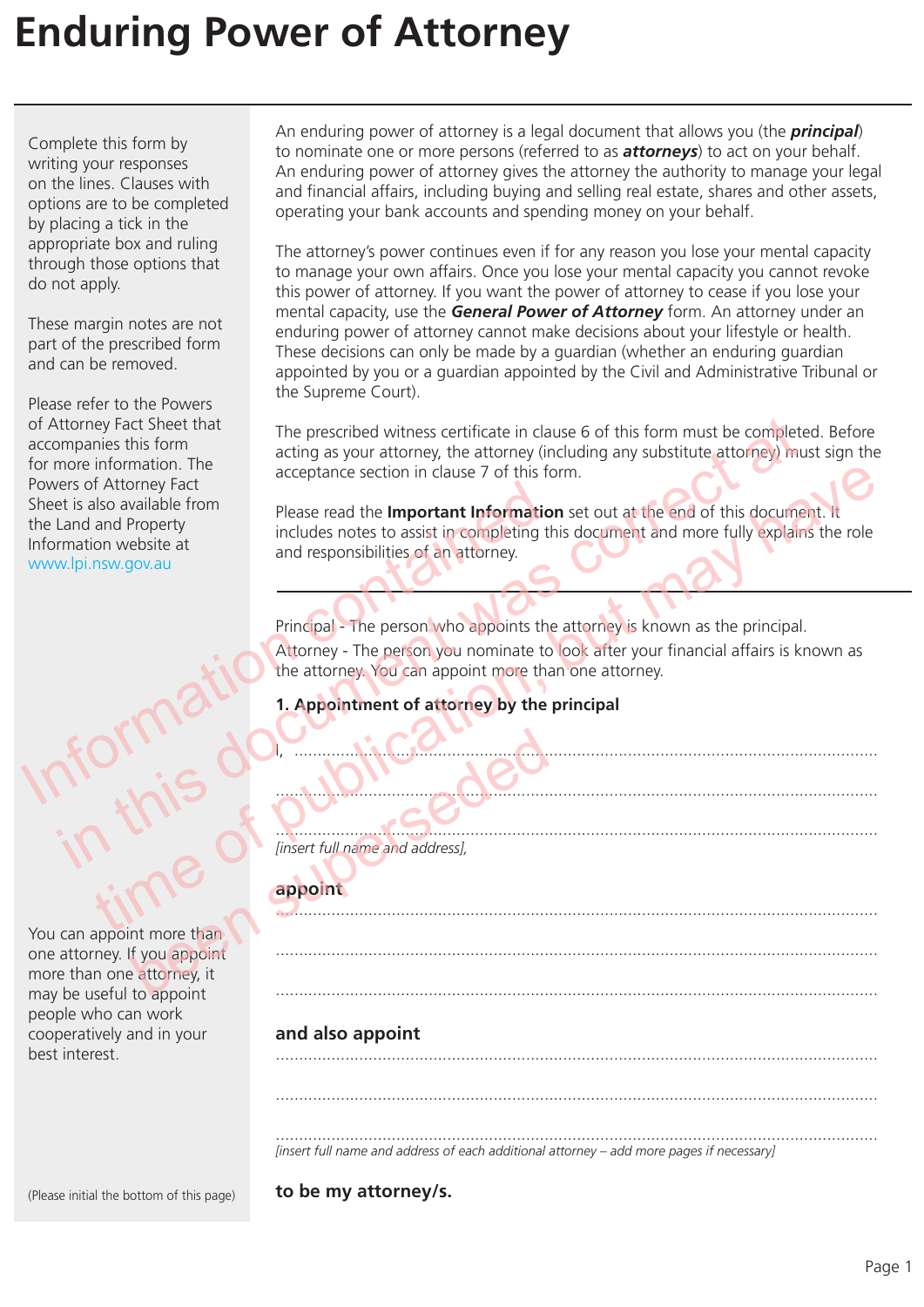# Enduring Power of Attorney

Complete this form by writing your responses on the lines. Clauses with options are to be completed by placing a tick in the appropriate box and ruling through those options that do not apply.

These margin notes are not part of the prescribed form and can be removed.

Please refer to the Powers of Attorney Fact Sheet that accompanies this form for more information. The Powers of Attorney Fact Sheet is also available from the Land and Property Information website at www.lpi.nsw.gov.au

An enduring power of attorney is a legal document that allows you (the ***principal***) to nominate one or more persons (referred to as ***attorneys***) to act on your behalf. An enduring power of attorney gives the attorney the authority to manage your legal and financial affairs, including buying and selling real estate, shares and other assets, operating your bank accounts and spending money on your behalf.

The attorney's power continues even if for any reason you lose your mental capacity to manage your own affairs. Once you lose your mental capacity you cannot revoke this power of attorney. If you want the power of attorney to cease if you lose your mental capacity, use the ***General Power of Attorney*** form. An attorney under an enduring power of attorney cannot make decisions about your lifestyle or health. These decisions can only be made by a guardian (whether an enduring guardian appointed by you or a guardian appointed by the Civil and Administrative Tribunal or the Supreme Court).

The prescribed witness certificate in clause 6 of this form must be completed. Before acting as your attorney, the attorney (including any substitute attorney) must sign the acceptance section in clause 7 of this form.

Please read the **Important Information** set out at the end of this document. It includes notes to assist in completing this document and more fully explains the role and responsibilities of an attorney.

Information contained in this document was correct at time of publication, but may have been superseded

---

Principal - The person who appoints the attorney is known as the principal.
Attorney - The person you nominate to look after your financial affairs is known as the attorney. You can appoint more than one attorney.

**1. Appointment of attorney by the principal**

I, .......................................................................................................................................

...............................................................................................................................................

...............................................................................................................................................
*[insert full name and address],*

**appoint**

...............................................................................................................................................

...............................................................................................................................................

...............................................................................................................................................

You can appoint more than one attorney. If you appoint more than one attorney, it may be useful to appoint people who can work cooperatively and in your best interest.

**and also appoint**

...............................................................................................................................................

...............................................................................................................................................

...............................................................................................................................................
*[insert full name and address of each additional attorney – add more pages if necessary]*

**to be my attorney/s.**

(Please initial the bottom of this page)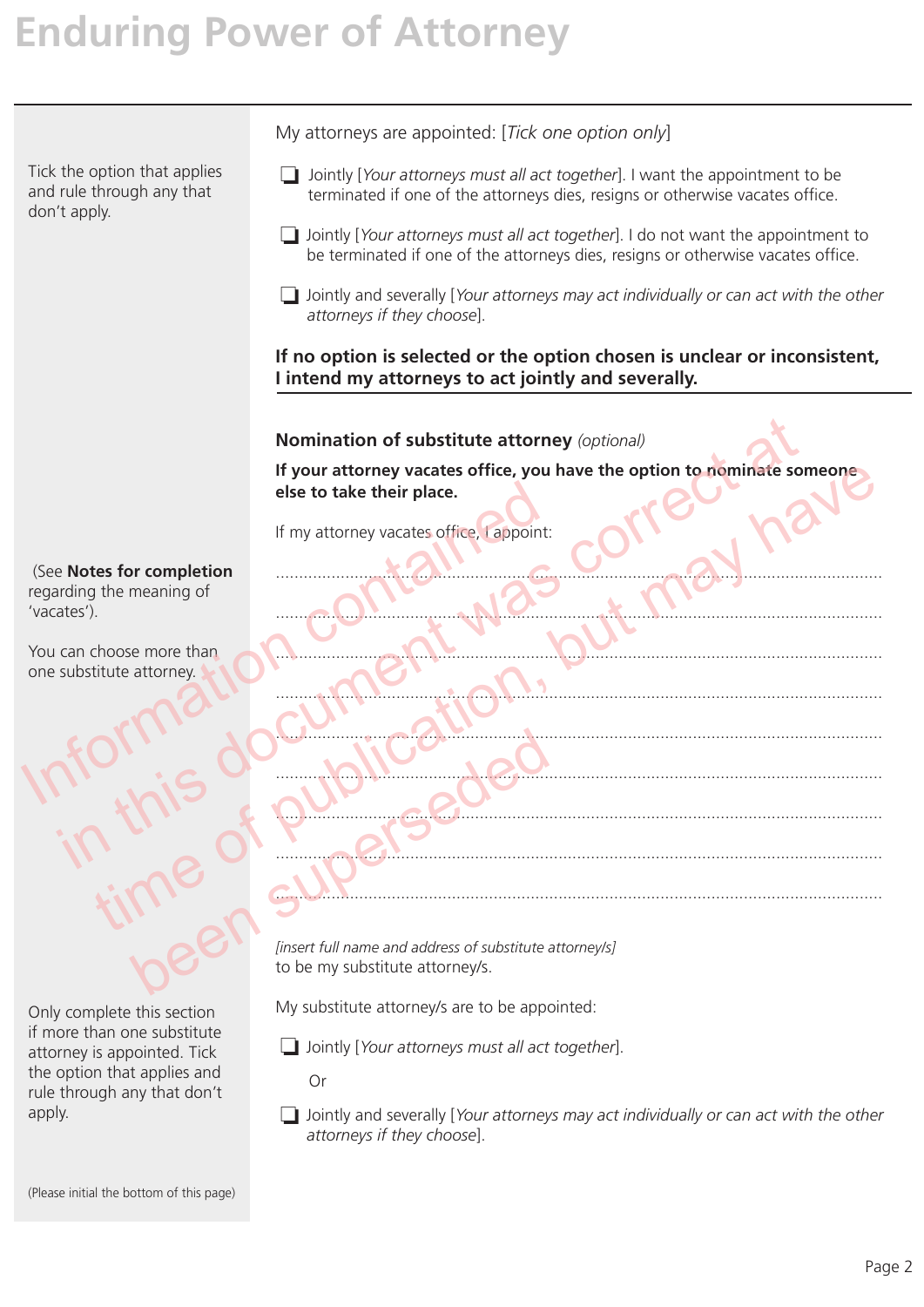# Enduring Power of Attorney

Tick the option that applies and rule through any that don't apply.

My attorneys are appointed: [*Tick one option only*]

❑ Jointly [*Your attorneys must all act together*]. I want the appointment to be terminated if one of the attorneys dies, resigns or otherwise vacates office.

❑ Jointly [*Your attorneys must all act together*]. I do not want the appointment to be terminated if one of the attorneys dies, resigns or otherwise vacates office.

❑ Jointly and severally [*Your attorneys may act individually or can act with the other attorneys if they choose*].

**If no option is selected or the option chosen is unclear or inconsistent, I intend my attorneys to act jointly and severally.**

**Nomination of substitute attorney** *(optional)*

**If your attorney vacates office, you have the option to nominate someone else to take their place.**

(See **Notes for completion** regarding the meaning of 'vacates').

You can choose more than one substitute attorney.

If my attorney vacates office, I appoint:

..................................................................................................................................

..................................................................................................................................

..................................................................................................................................

..................................................................................................................................

..................................................................................................................................

..................................................................................................................................

..................................................................................................................................

..................................................................................................................................

..................................................................................................................................

*[insert full name and address of substitute attorney/s]*
to be my substitute attorney/s.

Only complete this section if more than one substitute attorney is appointed. Tick the option that applies and rule through any that don't apply.

My substitute attorney/s are to be appointed:

❑ Jointly [*Your attorneys must all act together*].

Or

❑ Jointly and severally [*Your attorneys may act individually or can act with the other attorneys if they choose*].

(Please initial the bottom of this page)

Information contained in this document was correct at time of publication, but may have been superseded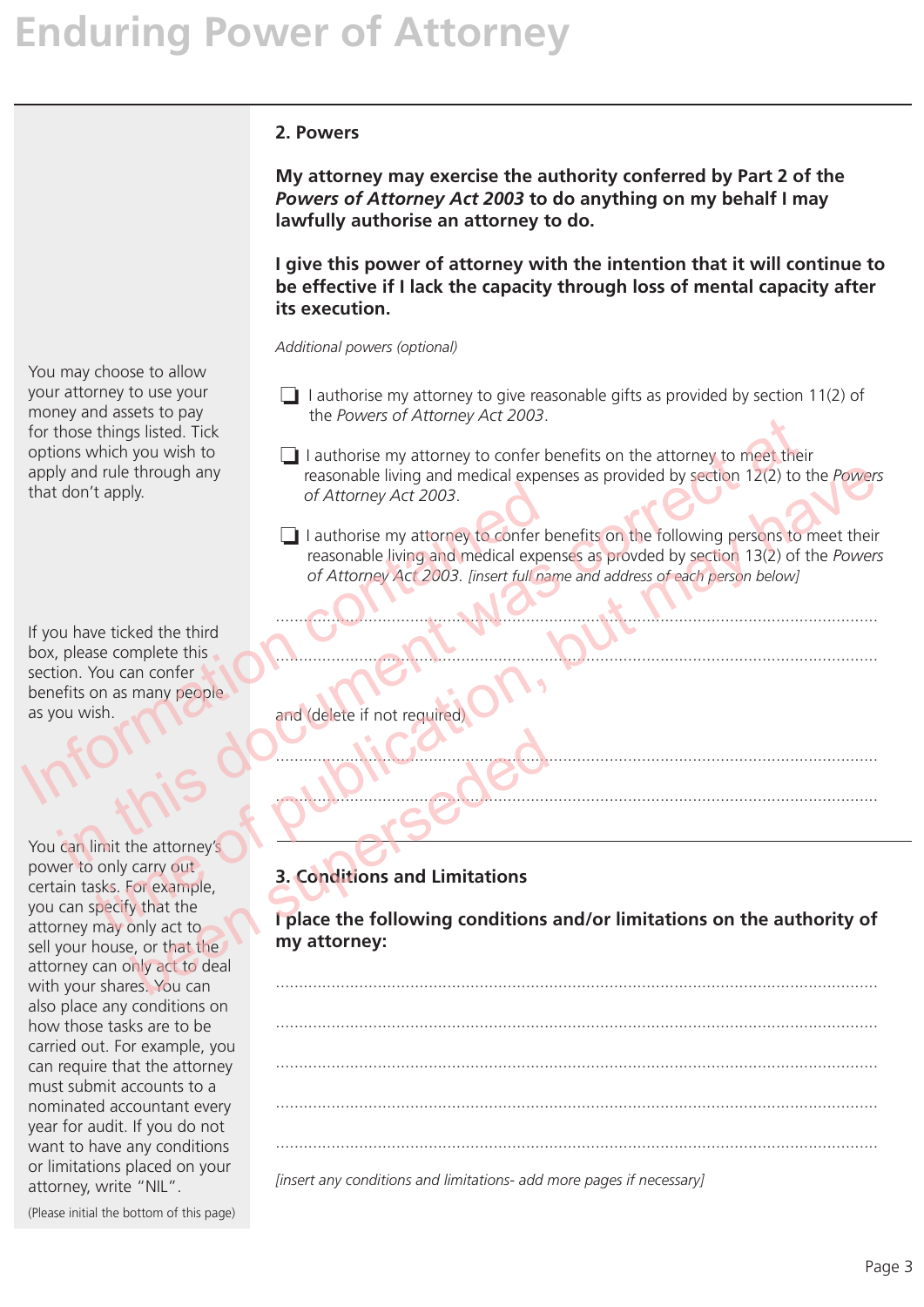# Enduring Power of Attorney

## 2. Powers

**My attorney may exercise the authority conferred by Part 2 of the *Powers of Attorney Act 2003* to do anything on my behalf I may lawfully authorise an attorney to do.**

**I give this power of attorney with the intention that it will continue to be effective if I lack the capacity through loss of mental capacity after its execution.**

*Additional powers (optional)*

You may choose to allow your attorney to use your money and assets to pay for those things listed. Tick options which you wish to apply and rule through any that don't apply.

- ❑ I authorise my attorney to give reasonable gifts as provided by section 11(2) of the *Powers of Attorney Act 2003*.
- ❑ I authorise my attorney to confer benefits on the attorney to meet their reasonable living and medical expenses as provided by section 12(2) to the *Powers of Attorney Act 2003*.
- ❑ I authorise my attorney to confer benefits on the following persons to meet their reasonable living and medical expenses as provded by section 13(2) of the *Powers of Attorney Act 2003*. *[insert full name and address of each person below]*

If you have ticked the third box, please complete this section. You can confer benefits on as many people as you wish.

..........................................................................................................................

..........................................................................................................................

and (delete if not required)

..........................................................................................................................

..........................................................................................................................

## 3. Conditions and Limitations

You can limit the attorney's power to only carry out certain tasks. For example, you can specify that the attorney may only act to sell your house, or that the attorney can only act to deal with your shares. You can also place any conditions on how those tasks are to be carried out. For example, you can require that the attorney must submit accounts to a nominated accountant every year for audit. If you do not want to have any conditions or limitations placed on your attorney, write "NIL".

**I place the following conditions and/or limitations on the authority of my attorney:**

..........................................................................................................................

..........................................................................................................................

..........................................................................................................................

..........................................................................................................................

..........................................................................................................................

*[insert any conditions and limitations- add more pages if necessary]*

(Please initial the bottom of this page)

Information contained in this document was correct at time of publication, but may have been superseded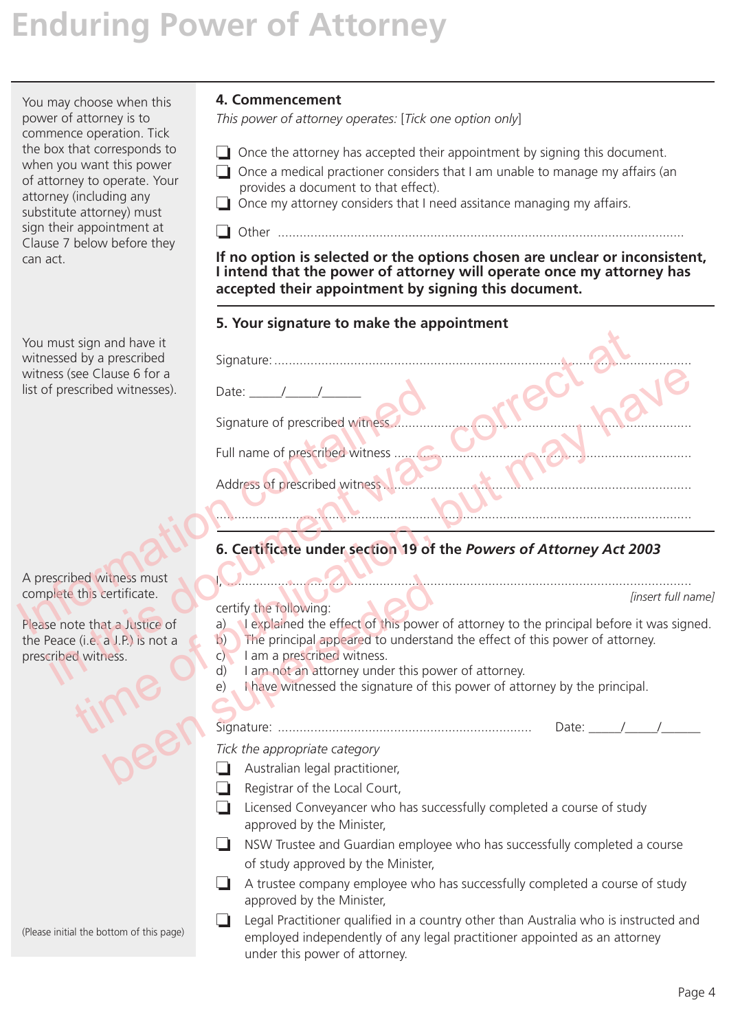# Enduring Power of Attorney

You may choose when this power of attorney is to commence operation. Tick the box that corresponds to when you want this power of attorney to operate. Your attorney (including any substitute attorney) must sign their appointment at Clause 7 below before they can act.

## 4. Commencement

*This power of attorney operates:* [*Tick one option only*]

- ❑ Once the attorney has accepted their appointment by signing this document.
- ❑ Once a medical practioner considers that I am unable to manage my affairs (an provides a document to that effect).
- ❑ Once my attorney considers that I need assitance managing my affairs.
- ❑ Other ..........................................................................................................

**If no option is selected or the options chosen are unclear or inconsistent, I intend that the power of attorney will operate once my attorney has accepted their appointment by signing this document.**

You must sign and have it witnessed by a prescribed witness (see Clause 6 for a list of prescribed witnesses).

## 5. Your signature to make the appointment

Signature: ..........................................................................................................

Date: _____/_____/______

Signature of prescribed witness ..........................................................................

Full name of prescribed witness .........................................................................

Address of prescribed witness ............................................................................

..........................................................................................................................

A prescribed witness must complete this certificate.

Please note that a Justice of the Peace (i.e. a J.P.) is not a prescribed witness.

## 6. Certificate under section 19 of the *Powers of Attorney Act 2003*

I, .......................................................................................................................... [*insert full name*]

certify the following:

a) I explained the effect of this power of attorney to the principal before it was signed.
b) The principal appeared to understand the effect of this power of attorney.
c) I am a prescribed witness.
d) I am not an attorney under this power of attorney.
e) I have witnessed the signature of this power of attorney by the principal.

Signature: ..................................................................... Date: _____/_____/______

*Tick the appropriate category*

- ❑ Australian legal practitioner,
- ❑ Registrar of the Local Court,
- ❑ Licensed Conveyancer who has successfully completed a course of study approved by the Minister,
- ❑ NSW Trustee and Guardian employee who has successfully completed a course of study approved by the Minister,
- ❑ A trustee company employee who has successfully completed a course of study approved by the Minister,
- ❑ Legal Practitioner qualified in a country other than Australia who is instructed and employed independently of any legal practitioner appointed as an attorney under this power of attorney.

(Please initial the bottom of this page)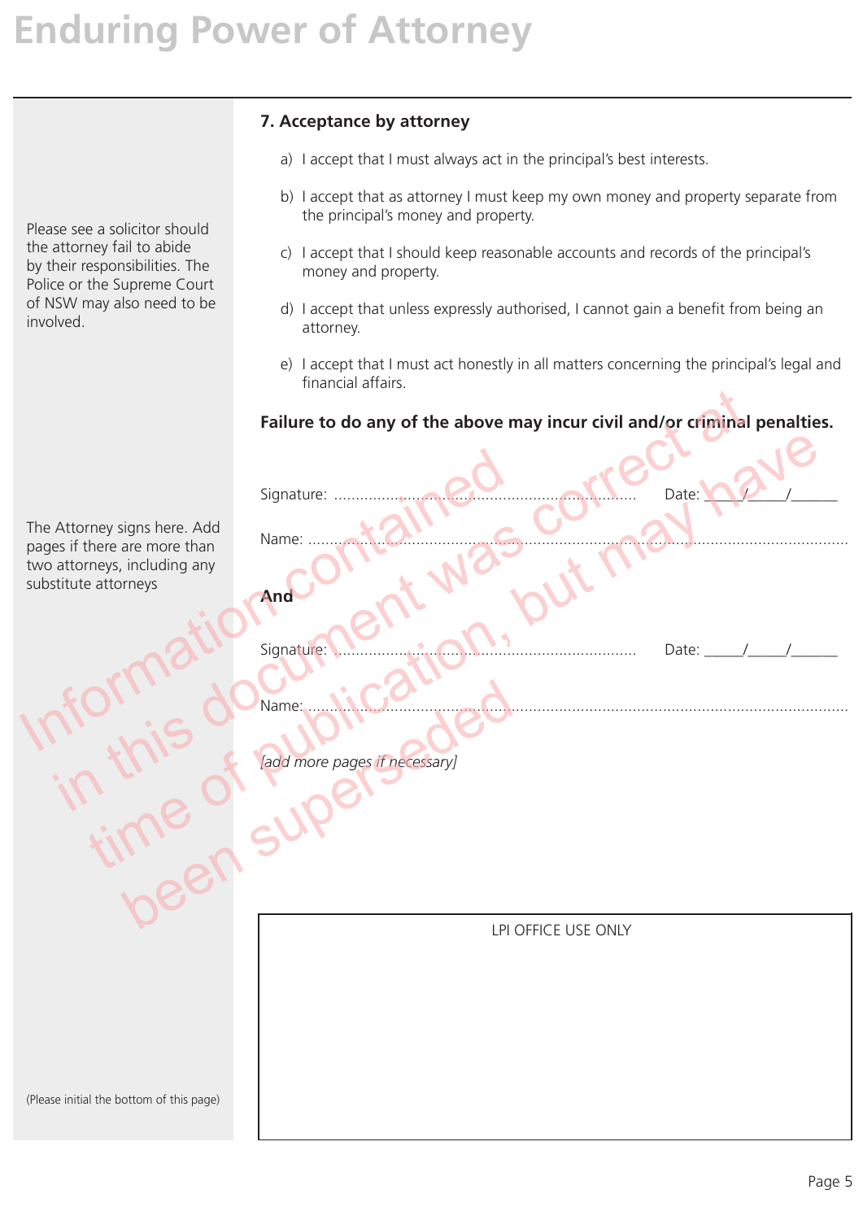## 7. Acceptance by attorney

Please see a solicitor should the attorney fail to abide by their responsibilities. The Police or the Supreme Court of NSW may also need to be involved.

a) I accept that I must always act in the principal's best interests.

b) I accept that as attorney I must keep my own money and property separate from the principal's money and property.

c) I accept that I should keep reasonable accounts and records of the principal's money and property.

d) I accept that unless expressly authorised, I cannot gain a benefit from being an attorney.

e) I accept that I must act honestly in all matters concerning the principal's legal and financial affairs.

**Failure to do any of the above may incur civil and/or criminal penalties.**

The Attorney signs here. Add pages if there are more than two attorneys, including any substitute attorneys

Signature: .................................................................... Date: _____/_____/______

Name: ..............................................................................................................................

**And**

Signature: .................................................................... Date: _____/_____/______

Name: ..............................................................................................................................

*[add more pages if necessary]*

Information contained in this document was correct at time of publication, but may have been superseded

LPI OFFICE USE ONLY

(Please initial the bottom of this page)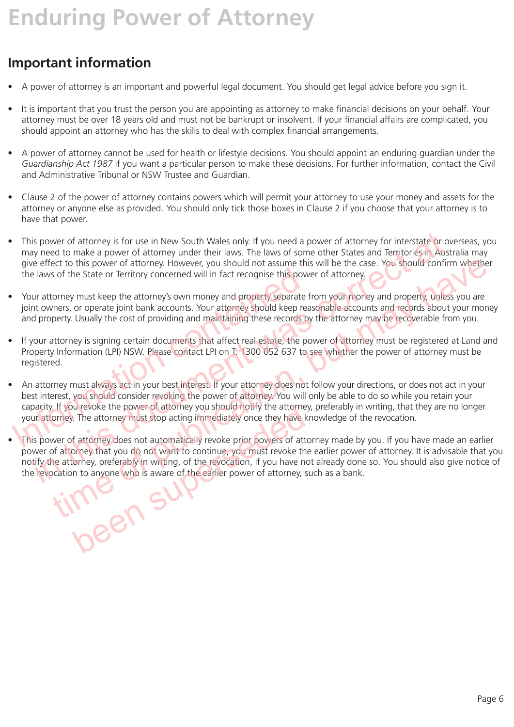# Enduring Power of Attorney

## Important information

- A power of attorney is an important and powerful legal document. You should get legal advice before you sign it.
- It is important that you trust the person you are appointing as attorney to make financial decisions on your behalf. Your attorney must be over 18 years old and must not be bankrupt or insolvent. If your financial affairs are complicated, you should appoint an attorney who has the skills to deal with complex financial arrangements.
- A power of attorney cannot be used for health or lifestyle decisions. You should appoint an enduring guardian under the *Guardianship Act 1987* if you want a particular person to make these decisions. For further information, contact the Civil and Administrative Tribunal or NSW Trustee and Guardian.
- Clause 2 of the power of attorney contains powers which will permit your attorney to use your money and assets for the attorney or anyone else as provided. You should only tick those boxes in Clause 2 if you choose that your attorney is to have that power.
- This power of attorney is for use in New South Wales only. If you need a power of attorney for interstate or overseas, you may need to make a power of attorney under their laws. The laws of some other States and Territories in Australia may give effect to this power of attorney. However, you should not assume this will be the case. You should confirm whether the laws of the State or Territory concerned will in fact recognise this power of attorney.
- Your attorney must keep the attorney's own money and property separate from your money and property, unless you are joint owners, or operate joint bank accounts. Your attorney should keep reasonable accounts and records about your money and property. Usually the cost of providing and maintaining these records by the attorney may be recoverable from you.
- If your attorney is signing certain documents that affect real estate, the power of attorney must be registered at Land and Property Information (LPI) NSW. Please contact LPI on T: 1300 052 637 to see whether the power of attorney must be registered.
- An attorney must always act in your best interest. If your attorney does not follow your directions, or does not act in your best interest, you should consider revoking the power of attorney. You will only be able to do so while you retain your capacity. If you revoke the power of attorney you should notify the attorney, preferably in writing, that they are no longer your attorney. The attorney must stop acting immediately once they have knowledge of the revocation.
- This power of attorney does not automatically revoke prior powers of attorney made by you. If you have made an earlier power of attorney that you do not want to continue, you must revoke the earlier power of attorney. It is advisable that you notify the attorney, preferably in writing, of the revocation, if you have not already done so. You should also give notice of the revocation to anyone who is aware of the earlier power of attorney, such as a bank.

Information contained in this document was correct at time of publication, but may have been superseded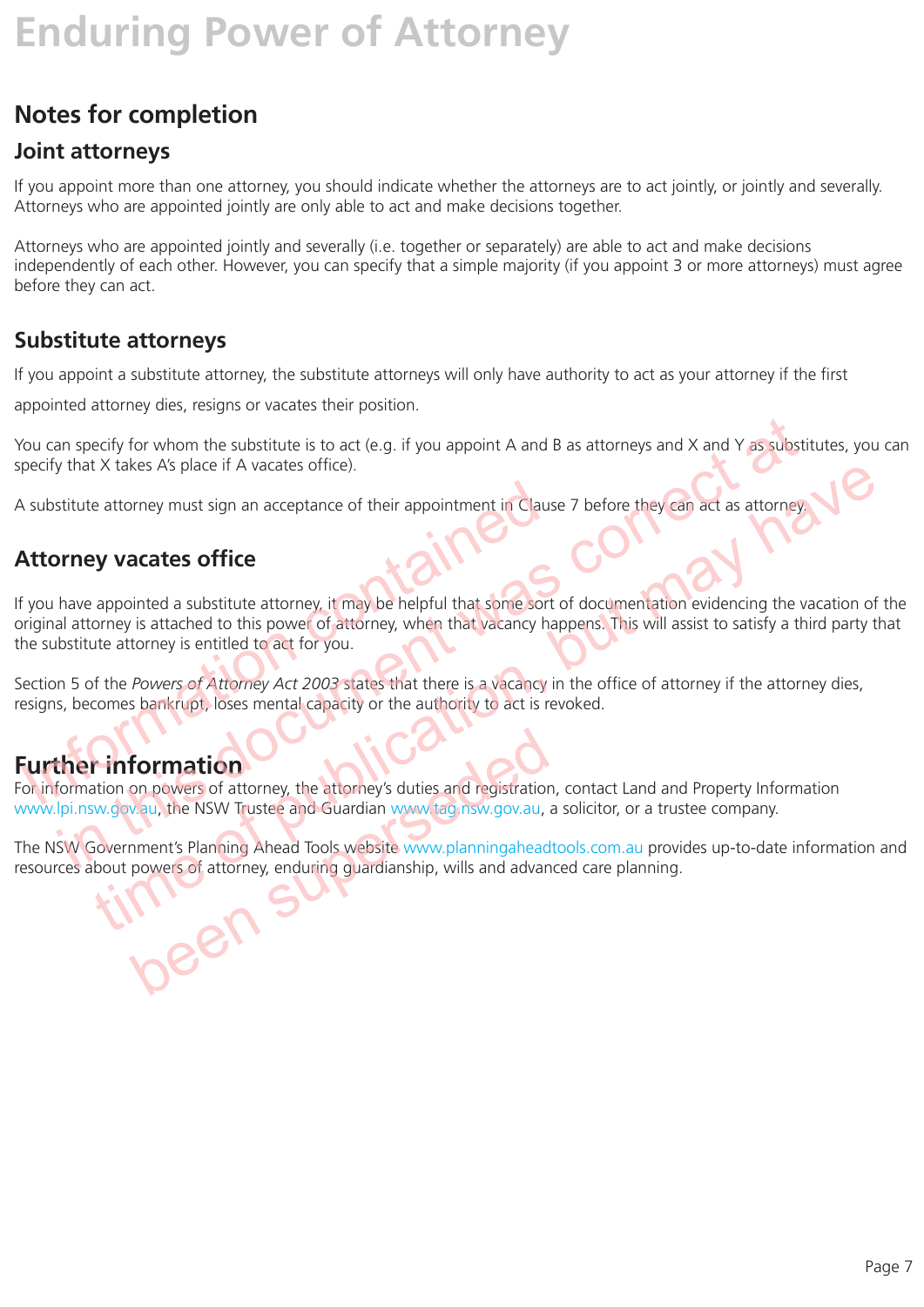# Enduring Power of Attorney

## Notes for completion

### Joint attorneys

If you appoint more than one attorney, you should indicate whether the attorneys are to act jointly, or jointly and severally. Attorneys who are appointed jointly are only able to act and make decisions together.

Attorneys who are appointed jointly and severally (i.e. together or separately) are able to act and make decisions independently of each other. However, you can specify that a simple majority (if you appoint 3 or more attorneys) must agree before they can act.

### Substitute attorneys

If you appoint a substitute attorney, the substitute attorneys will only have authority to act as your attorney if the first appointed attorney dies, resigns or vacates their position.

You can specify for whom the substitute is to act (e.g. if you appoint A and B as attorneys and X and Y as substitutes, you can specify that X takes A's place if A vacates office).

A substitute attorney must sign an acceptance of their appointment in Clause 7 before they can act as attorney.

### Attorney vacates office

If you have appointed a substitute attorney, it may be helpful that some sort of documentation evidencing the vacation of the original attorney is attached to this power of attorney, when that vacancy happens. This will assist to satisfy a third party that the substitute attorney is entitled to act for you.

Section 5 of the *Powers of Attorney Act 2003* states that there is a vacancy in the office of attorney if the attorney dies, resigns, becomes bankrupt, loses mental capacity or the authority to act is revoked.

### Further information

For information on powers of attorney, the attorney's duties and registration, contact Land and Property Information www.lpi.nsw.gov.au, the NSW Trustee and Guardian www.tag.nsw.gov.au, a solicitor, or a trustee company.

The NSW Government's Planning Ahead Tools website www.planningaheadtools.com.au provides up-to-date information and resources about powers of attorney, enduring guardianship, wills and advanced care planning.

Information contained in this document was correct at time of publication, but may have been superseded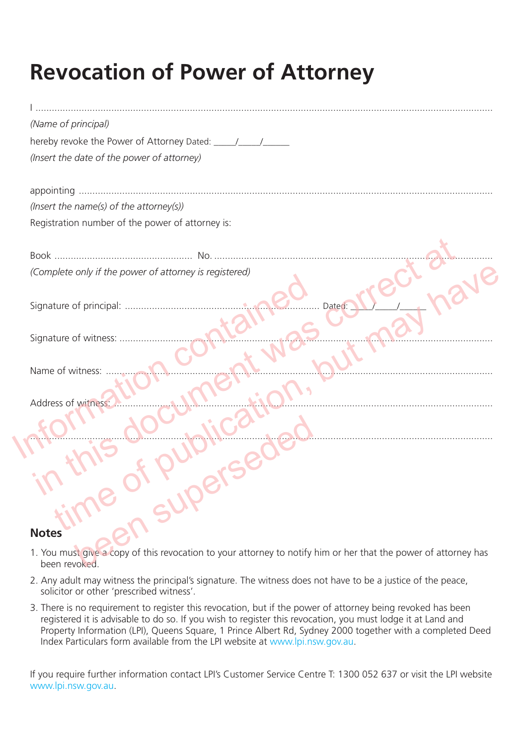# Revocation of Power of Attorney

I ..........................................................................................................................................................................

*(Name of principal)*

hereby revoke the Power of Attorney Dated: _____/_____/______

*(Insert the date of the power of attorney)*

appointing ..........................................................................................................................................................

*(Insert the name(s) of the attorney(s))*

Registration number of the power of attorney is:

Book ................................................. No. ......................................................................................................

*(Complete only if the power of attorney is registered)*

Signature of principal: .......................................................................... Dated: _____/_____/______

Signature of witness: ...............................................................................................................................

Name of witness: .....................................................................................................................................

Address of witness: ..................................................................................................................................

.................................................................................................................................................................

Information contained in this document was correct at time of publication, but may have been superseded

## Notes

1. You must give a copy of this revocation to your attorney to notify him or her that the power of attorney has been revoked.
2. Any adult may witness the principal's signature. The witness does not have to be a justice of the peace, solicitor or other 'prescribed witness'.
3. There is no requirement to register this revocation, but if the power of attorney being revoked has been registered it is advisable to do so. If you wish to register this revocation, you must lodge it at Land and Property Information (LPI), Queens Square, 1 Prince Albert Rd, Sydney 2000 together with a completed Deed Index Particulars form available from the LPI website at www.lpi.nsw.gov.au.

If you require further information contact LPI's Customer Service Centre T: 1300 052 637 or visit the LPI website www.lpi.nsw.gov.au.